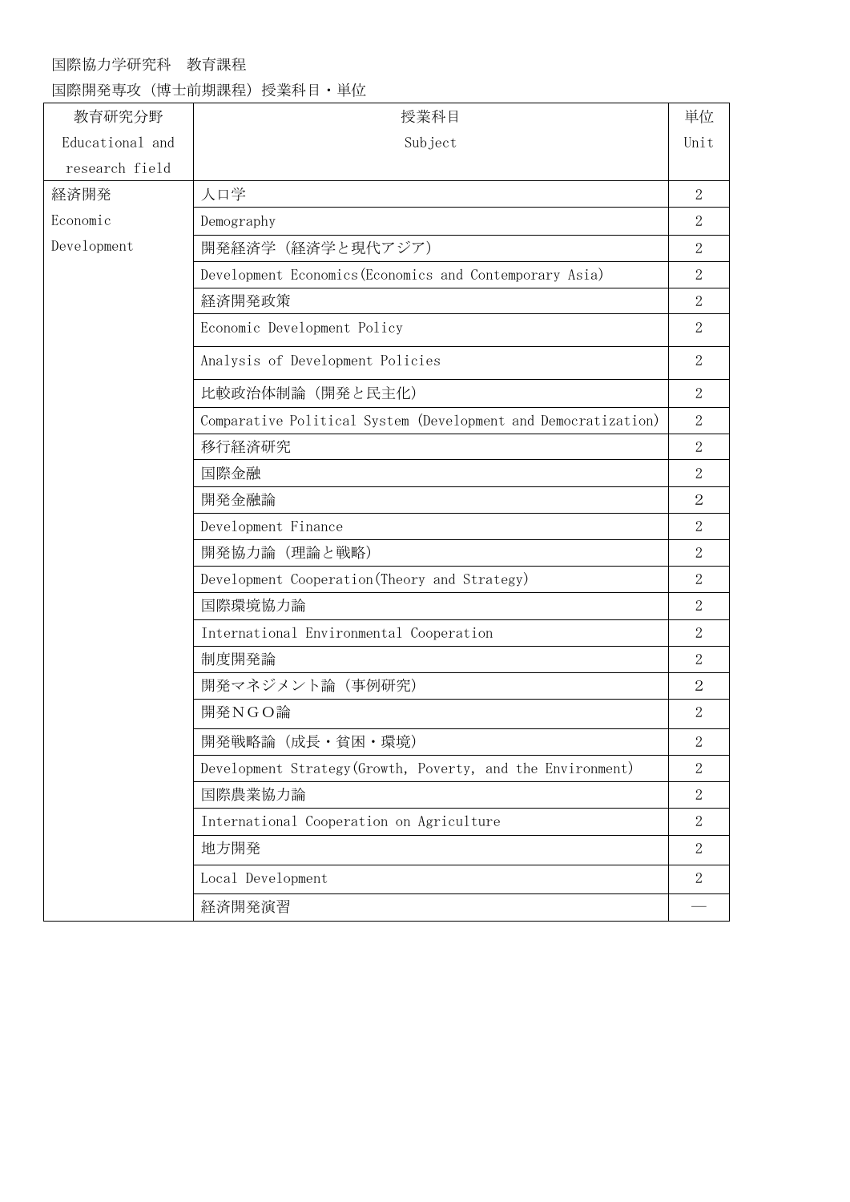国際協力学研究科　教育課程

国際開発専攻（博士前期課程）授業科目・単位

| 教育研究分野 Educational and research field | 授業科目 Subject | 単位 Unit |
| --- | --- | --- |
| 経済開発 Economic Development | 人口学 | 2 |
| | Demography | 2 |
| | 開発経済学（経済学と現代アジア） | 2 |
| | Development Economics(Economics and Contemporary Asia) | 2 |
| | 経済開発政策 | 2 |
| | Economic Development Policy | 2 |
| | Analysis of Development Policies | 2 |
| | 比較政治体制論（開発と民主化） | 2 |
| | Comparative Political System (Development and Democratization) | 2 |
| | 移行経済研究 | 2 |
| | 国際金融 | 2 |
| | 開発金融論 | 2 |
| | Development Finance | 2 |
| | 開発協力論（理論と戦略） | 2 |
| | Development Cooperation(Theory and Strategy) | 2 |
| | 国際環境協力論 | 2 |
| | International Environmental Cooperation | 2 |
| | 制度開発論 | 2 |
| | 開発マネジメント論（事例研究） | 2 |
| | 開発ＮＧＯ論 | 2 |
| | 開発戦略論（成長・貧困・環境） | 2 |
| | Development Strategy(Growth, Poverty, and the Environment) | 2 |
| | 国際農業協力論 | 2 |
| | International Cooperation on Agriculture | 2 |
| | 地方開発 | 2 |
| | Local Development | 2 |
| | 経済開発演習 | — |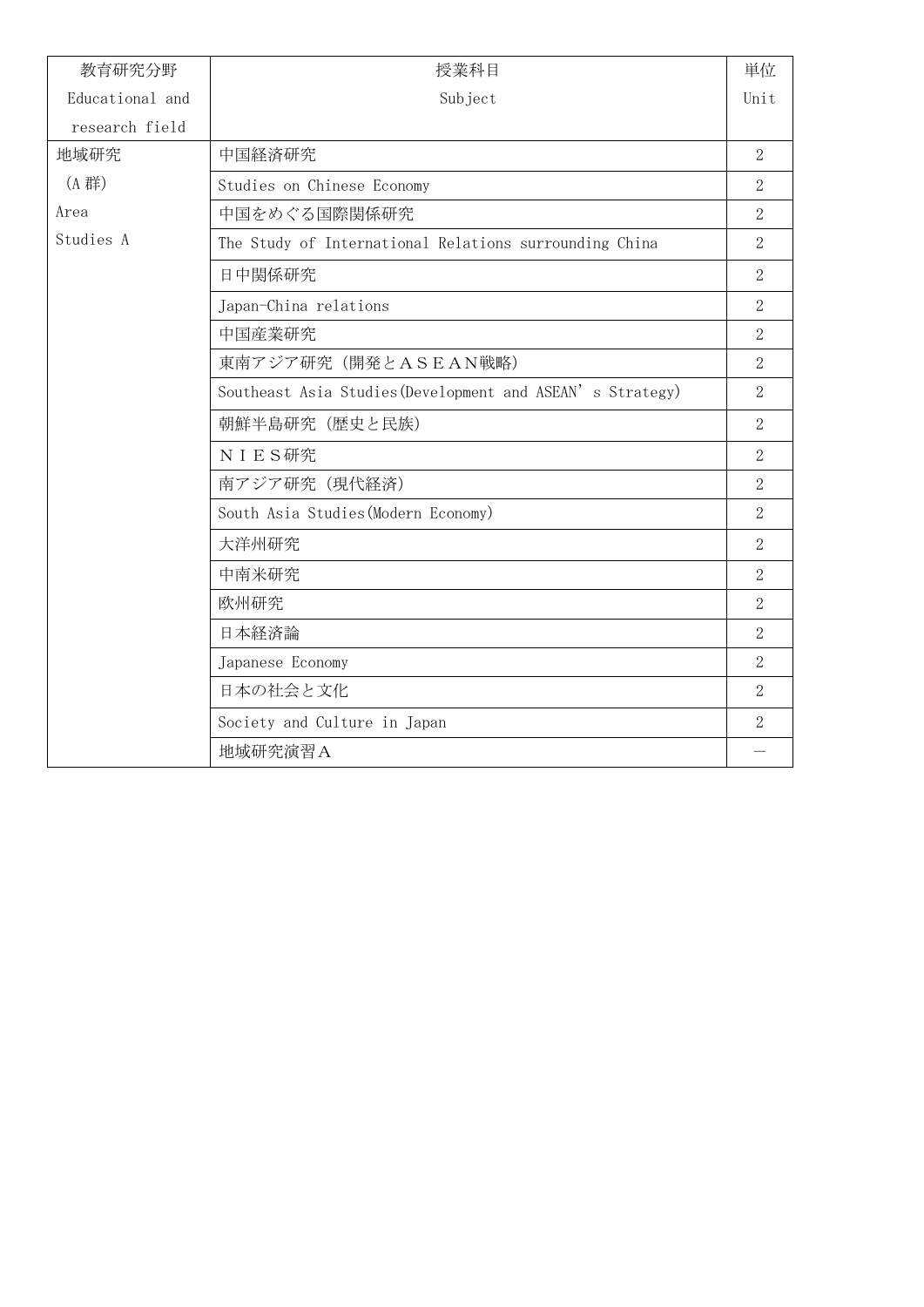| 教育研究分野 Educational and research field | 授業科目 Subject | 単位 Unit |
| --- | --- | --- |
| 地域研究（A 群） Area Studies A | 中国経済研究 | 2 |
| | Studies on Chinese Economy | 2 |
| | 中国をめぐる国際関係研究 | 2 |
| | The Study of International Relations surrounding China | 2 |
| | 日中関係研究 | 2 |
| | Japan-China relations | 2 |
| | 中国産業研究 | 2 |
| | 東南アジア研究（開発とＡＳＥＡＮ戦略） | 2 |
| | Southeast Asia Studies(Development and ASEAN’s Strategy) | 2 |
| | 朝鮮半島研究（歴史と民族） | 2 |
| | ＮＩＥＳ研究 | 2 |
| | 南アジア研究（現代経済） | 2 |
| | South Asia Studies(Modern Economy) | 2 |
| | 大洋州研究 | 2 |
| | 中南米研究 | 2 |
| | 欧州研究 | 2 |
| | 日本経済論 | 2 |
| | Japanese Economy | 2 |
| | 日本の社会と文化 | 2 |
| | Society and Culture in Japan | 2 |
| | 地域研究演習Ａ | － |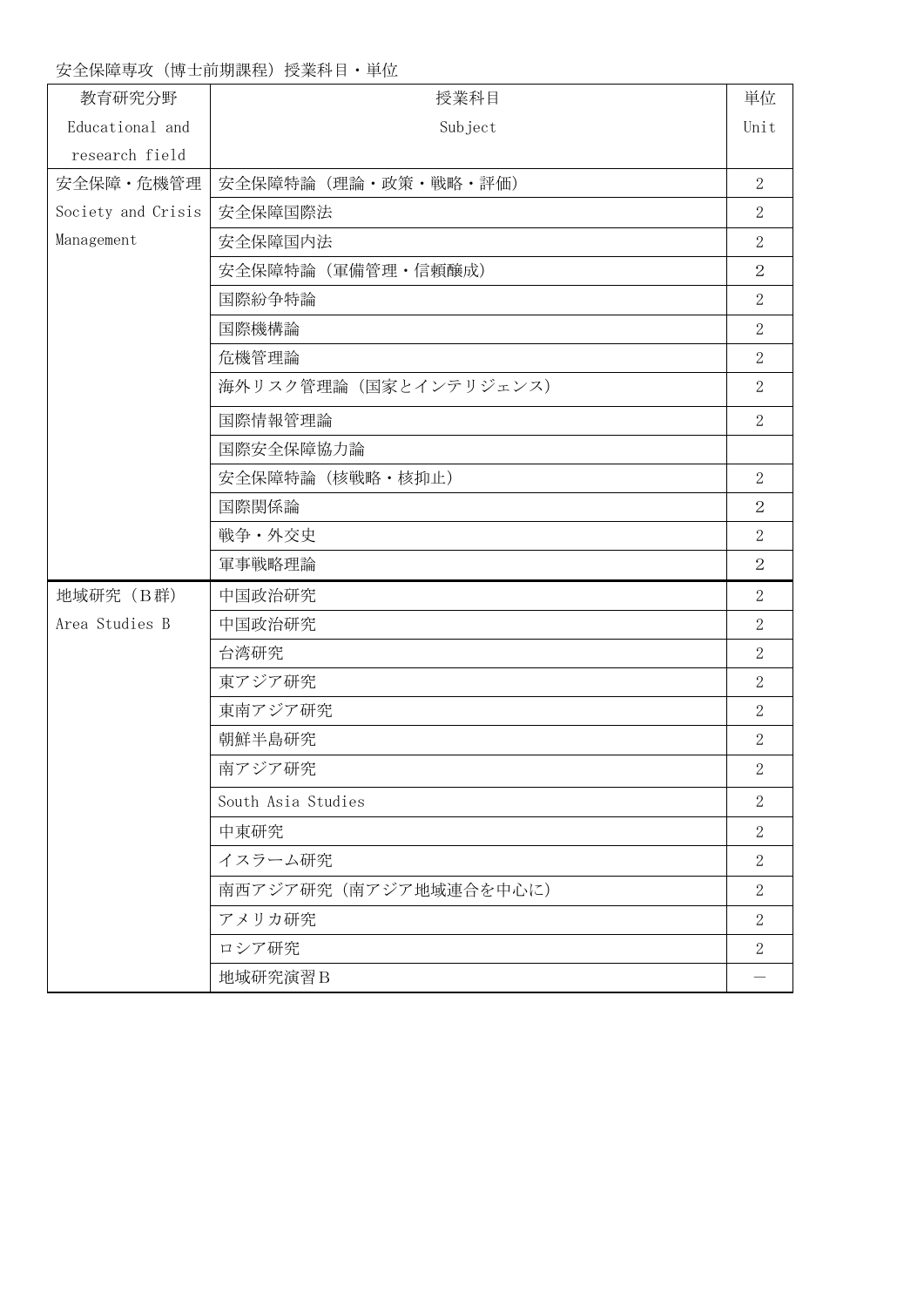安全保障専攻（博士前期課程）授業科目・単位

| 教育研究分野<br>Educational and research field | 授業科目<br>Subject | 単位<br>Unit |
| --- | --- | --- |
| 安全保障・危機管理<br>Society and Crisis Management | 安全保障特論（理論・政策・戦略・評価） | 2 |
| | 安全保障国際法 | 2 |
| | 安全保障国内法 | 2 |
| | 安全保障特論（軍備管理・信頼醸成） | 2 |
| | 国際紛争特論 | 2 |
| | 国際機構論 | 2 |
| | 危機管理論 | 2 |
| | 海外リスク管理論（国家とインテリジェンス） | 2 |
| | 国際情報管理論 | 2 |
| | 国際安全保障協力論 | |
| | 安全保障特論（核戦略・核抑止） | 2 |
| | 国際関係論 | 2 |
| | 戦争・外交史 | 2 |
| | 軍事戦略理論 | 2 |
| 地域研究（B群）<br>Area Studies B | 中国政治研究 | 2 |
| | 中国政治研究 | 2 |
| | 台湾研究 | 2 |
| | 東アジア研究 | 2 |
| | 東南アジア研究 | 2 |
| | 朝鮮半島研究 | 2 |
| | 南アジア研究 | 2 |
| | South Asia Studies | 2 |
| | 中東研究 | 2 |
| | イスラーム研究 | 2 |
| | 南西アジア研究（南アジア地域連合を中心に） | 2 |
| | アメリカ研究 | 2 |
| | ロシア研究 | 2 |
| | 地域研究演習Ｂ | ― |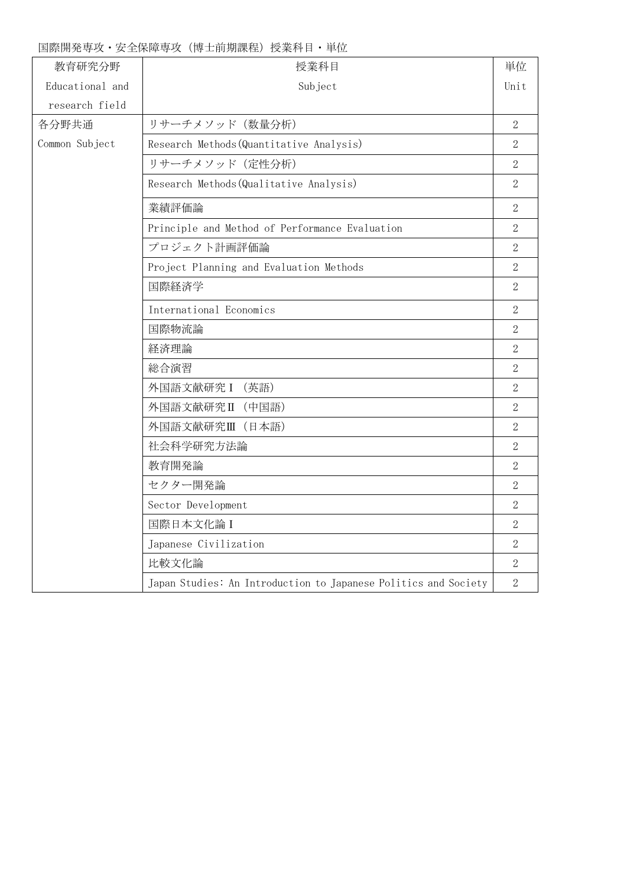国際開発専攻・安全保障専攻（博士前期課程）授業科目・単位

| 教育研究分野 Educational and research field | 授業科目 Subject | 単位 Unit |
| --- | --- | --- |
| 各分野共通 Common Subject | リサーチメソッド（数量分析） | 2 |
| | Research Methods(Quantitative Analysis) | 2 |
| | リサーチメソッド（定性分析） | 2 |
| | Research Methods(Qualitative Analysis) | 2 |
| | 業績評価論 | 2 |
| | Principle and Method of Performance Evaluation | 2 |
| | プロジェクト計画評価論 | 2 |
| | Project Planning and Evaluation Methods | 2 |
| | 国際経済学 | 2 |
| | International Economics | 2 |
| | 国際物流論 | 2 |
| | 経済理論 | 2 |
| | 総合演習 | 2 |
| | 外国語文献研究Ⅰ（英語） | 2 |
| | 外国語文献研究Ⅱ（中国語） | 2 |
| | 外国語文献研究Ⅲ（日本語） | 2 |
| | 社会科学研究方法論 | 2 |
| | 教育開発論 | 2 |
| | セクター開発論 | 2 |
| | Sector Development | 2 |
| | 国際日本文化論Ⅰ | 2 |
| | Japanese Civilization | 2 |
| | 比較文化論 | 2 |
| | Japan Studies: An Introduction to Japanese Politics and Society | 2 |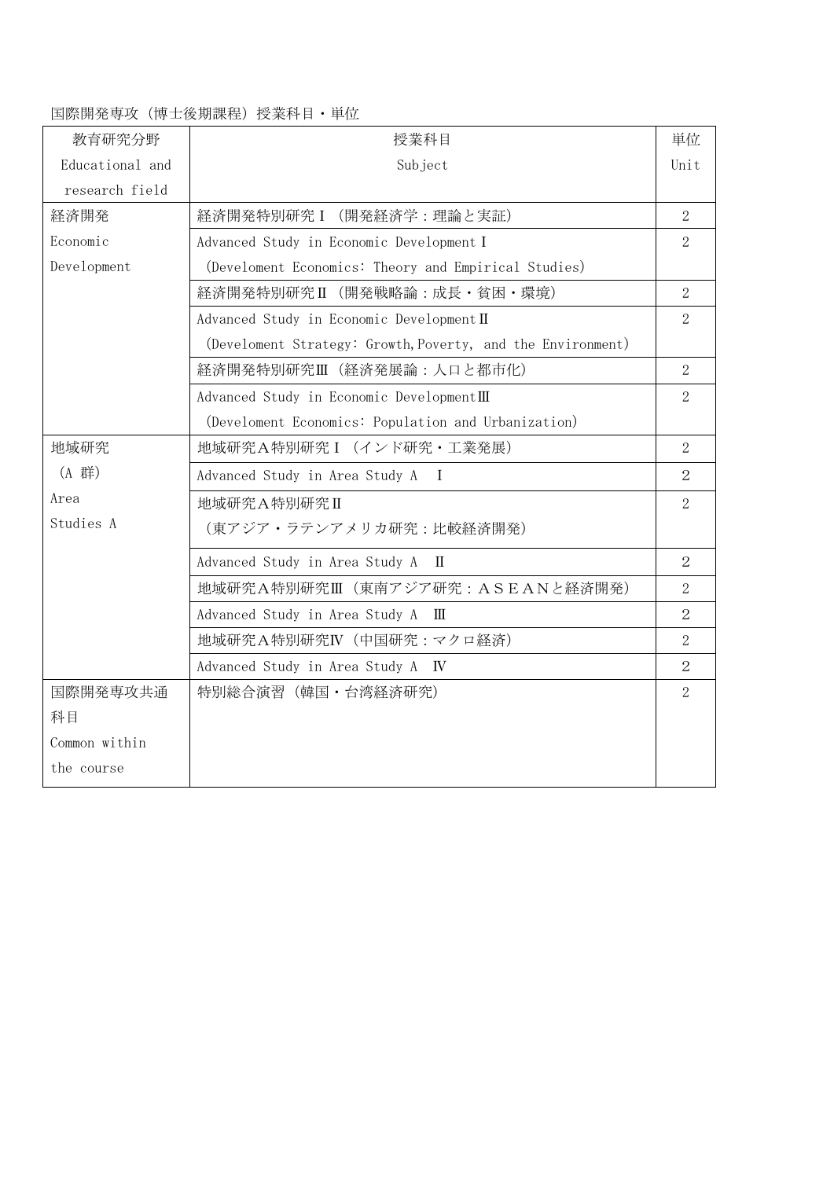国際開発専攻（博士後期課程）授業科目・単位

| 教育研究分野<br>Educational and research field | 授業科目<br>Subject | 単位<br>Unit |
|---|---|---|
| 経済開発<br>Economic Development | 経済開発特別研究Ⅰ（開発経済学：理論と実証） | 2 |
| | Advanced Study in Economic Development I<br>(Develoment Economics: Theory and Empirical Studies) | 2 |
| | 経済開発特別研究Ⅱ（開発戦略論：成長・貧困・環境） | 2 |
| | Advanced Study in Economic Development Ⅱ<br>(Develoment Strategy: Growth, Poverty, and the Environment) | 2 |
| | 経済開発特別研究Ⅲ（経済発展論：人口と都市化） | 2 |
| | Advanced Study in Economic Development Ⅲ<br>(Develoment Economics: Population and Urbanization) | 2 |
| 地域研究<br>（A 群）<br>Area Studies A | 地域研究A特別研究Ⅰ（インド研究・工業発展） | 2 |
| | Advanced Study in Area Study A Ⅰ | 2 |
| | 地域研究A特別研究Ⅱ<br>（東アジア・ラテンアメリカ研究：比較経済開発） | 2 |
| | Advanced Study in Area Study A Ⅱ | 2 |
| | 地域研究A特別研究Ⅲ（東南アジア研究：ＡＳＥＡＮと経済開発） | 2 |
| | Advanced Study in Area Study A Ⅲ | 2 |
| | 地域研究A特別研究Ⅳ（中国研究：マクロ経済） | 2 |
| | Advanced Study in Area Study A Ⅳ | 2 |
| 国際開発専攻共通科目<br>Common within the course | 特別総合演習（韓国・台湾経済研究） | 2 |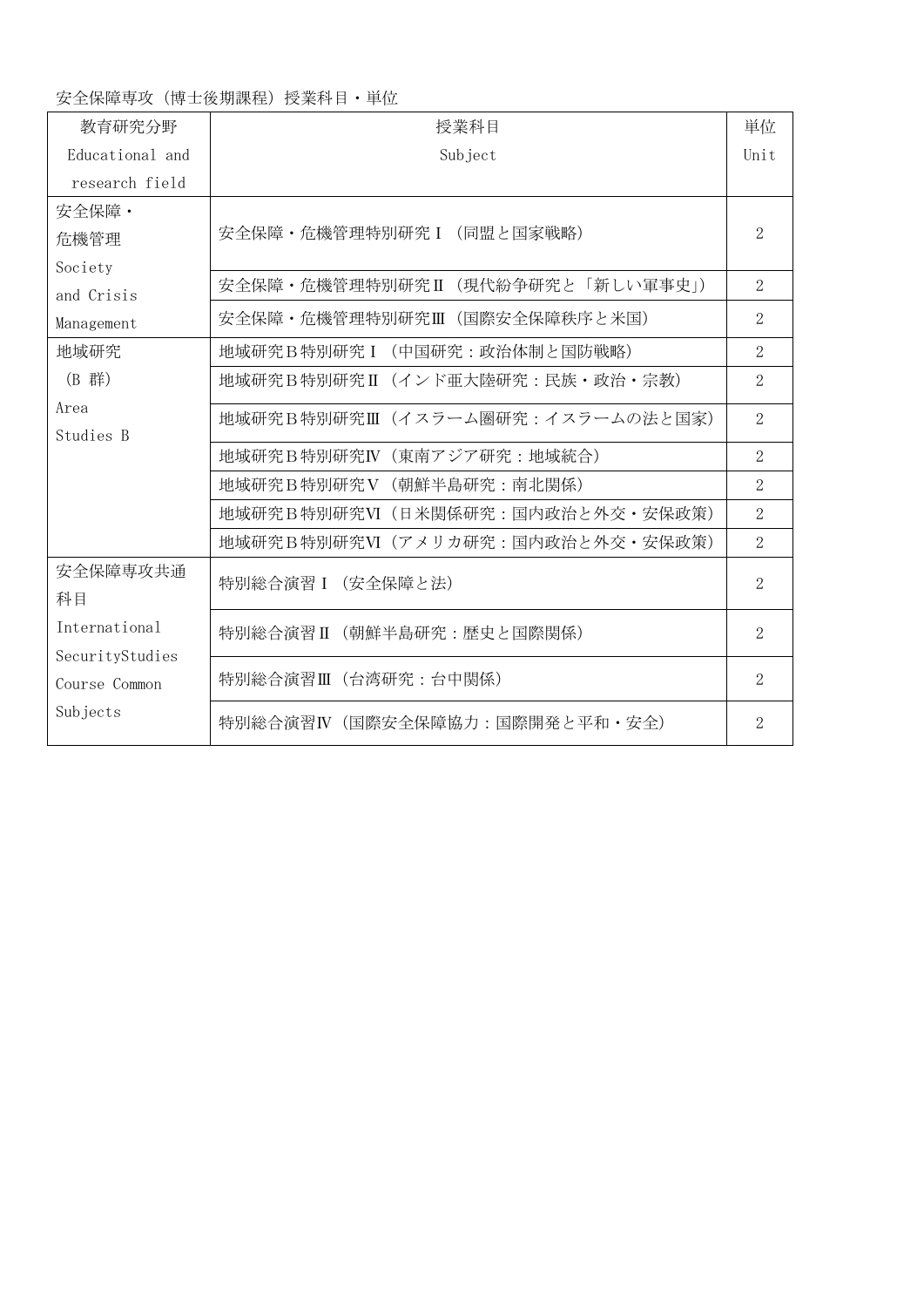安全保障専攻（博士後期課程）授業科目・単位

| 教育研究分野 Educational and research field | 授業科目 Subject | 単位 Unit |
|---|---|---|
| 安全保障・危機管理 Society and Crisis Management | 安全保障・危機管理特別研究Ⅰ（同盟と国家戦略） | 2 |
| | 安全保障・危機管理特別研究Ⅱ（現代紛争研究と「新しい軍事史」） | 2 |
| | 安全保障・危機管理特別研究Ⅲ（国際安全保障秩序と米国） | 2 |
| 地域研究（B 群） Area Studies B | 地域研究Ｂ特別研究Ⅰ（中国研究：政治体制と国防戦略） | 2 |
| | 地域研究Ｂ特別研究Ⅱ（インド亜大陸研究：民族・政治・宗教） | 2 |
| | 地域研究Ｂ特別研究Ⅲ（イスラーム圏研究：イスラームの法と国家） | 2 |
| | 地域研究Ｂ特別研究Ⅳ（東南アジア研究：地域統合） | 2 |
| | 地域研究Ｂ特別研究Ⅴ（朝鮮半島研究：南北関係） | 2 |
| | 地域研究Ｂ特別研究Ⅵ（日米関係研究：国内政治と外交・安保政策） | 2 |
| | 地域研究Ｂ特別研究Ⅵ（アメリカ研究：国内政治と外交・安保政策） | 2 |
| 安全保障専攻共通科目 International SecurityStudies Course Common Subjects | 特別総合演習Ⅰ（安全保障と法） | 2 |
| | 特別総合演習Ⅱ（朝鮮半島研究：歴史と国際関係） | 2 |
| | 特別総合演習Ⅲ（台湾研究：台中関係） | 2 |
| | 特別総合演習Ⅳ（国際安全保障協力：国際開発と平和・安全） | 2 |